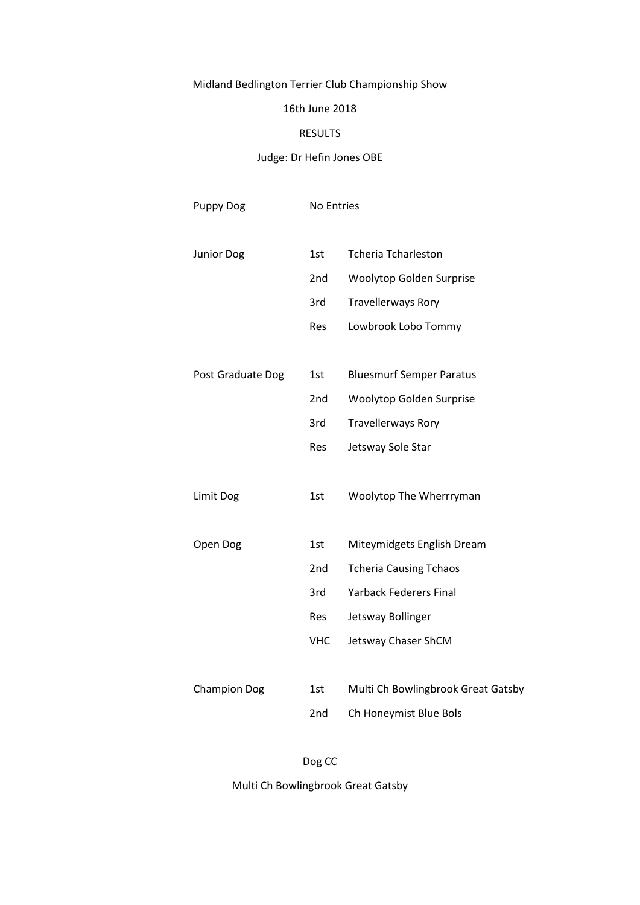# Midland Bedlington Terrier Club Championship Show

16th June 2018

RESULTS

Judge: Dr Hefin Jones OBE

| Class | Place | Dog |
|---|---|---|
| Puppy Dog | No Entries | |
| Junior Dog | 1st | Tcheria Tcharleston |
| | 2nd | Woolytop Golden Surprise |
| | 3rd | Travellerways Rory |
| | Res | Lowbrook Lobo Tommy |
| Post Graduate Dog | 1st | Bluesmurf Semper Paratus |
| | 2nd | Woolytop Golden Surprise |
| | 3rd | Travellerways Rory |
| | Res | Jetsway Sole Star |
| Limit Dog | 1st | Woolytop The Wherrryman |
| Open Dog | 1st | Miteymidgets English Dream |
| | 2nd | Tcheria Causing Tchaos |
| | 3rd | Yarback Federers Final |
| | Res | Jetsway Bollinger |
| | VHC | Jetsway Chaser ShCM |
| Champion Dog | 1st | Multi Ch Bowlingbrook Great Gatsby |
| | 2nd | Ch Honeymist Blue Bols |

Dog CC

Multi Ch Bowlingbrook Great Gatsby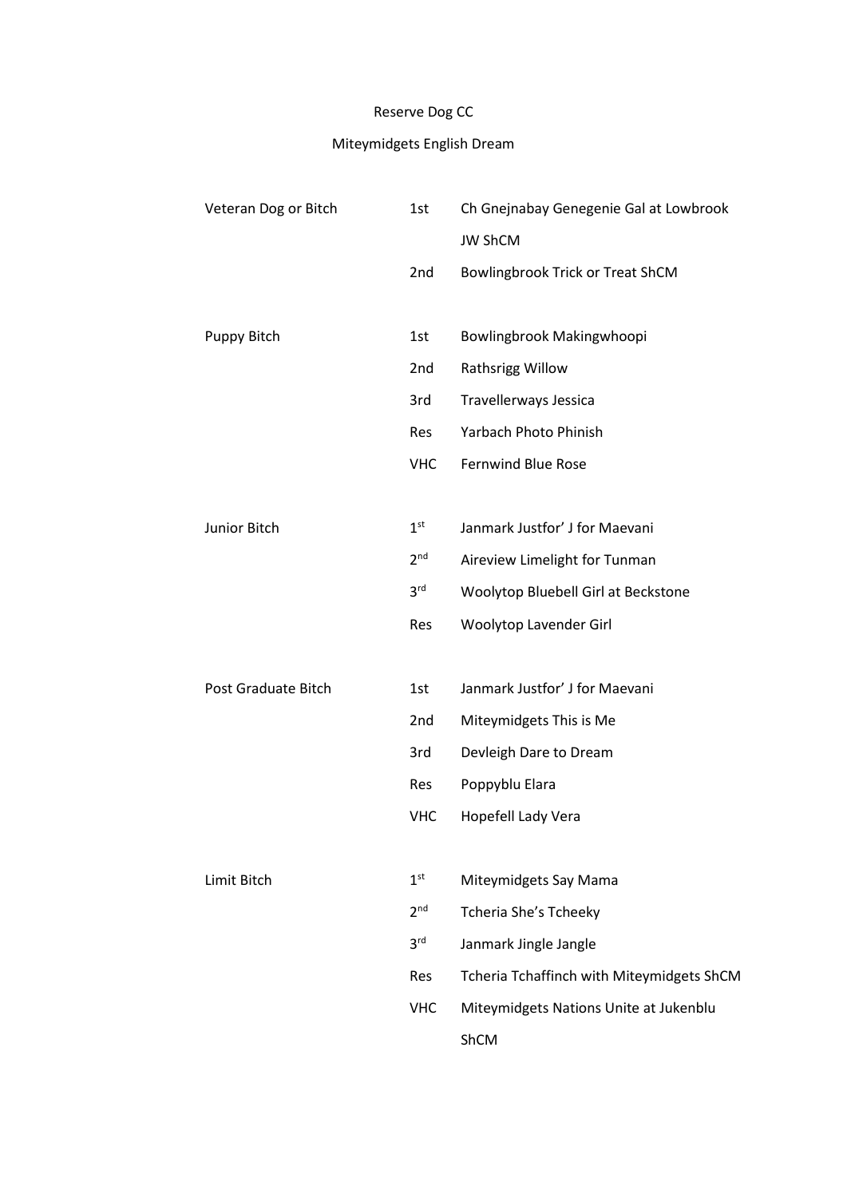Reserve Dog CC

Miteymidgets English Dream

| | | |
|---|---|---|
| Veteran Dog or Bitch | 1st | Ch Gnejnabay Genegenie Gal at Lowbrook JW ShCM |
| | 2nd | Bowlingbrook Trick or Treat ShCM |
| Puppy Bitch | 1st | Bowlingbrook Makingwhoopi |
| | 2nd | Rathsrigg Willow |
| | 3rd | Travellerways Jessica |
| | Res | Yarbach Photo Phinish |
| | VHC | Fernwind Blue Rose |
| Junior Bitch | 1st | Janmark Justfor' J for Maevani |
| | 2nd | Aireview Limelight for Tunman |
| | 3rd | Woolytop Bluebell Girl at Beckstone |
| | Res | Woolytop Lavender Girl |
| Post Graduate Bitch | 1st | Janmark Justfor' J for Maevani |
| | 2nd | Miteymidgets This is Me |
| | 3rd | Devleigh Dare to Dream |
| | Res | Poppyblu Elara |
| | VHC | Hopefell Lady Vera |
| Limit Bitch | 1st | Miteymidgets Say Mama |
| | 2nd | Tcheria She's Tcheeky |
| | 3rd | Janmark Jingle Jangle |
| | Res | Tcheria Tchaffinch with Miteymidgets ShCM |
| | VHC | Miteymidgets Nations Unite at Jukenblu ShCM |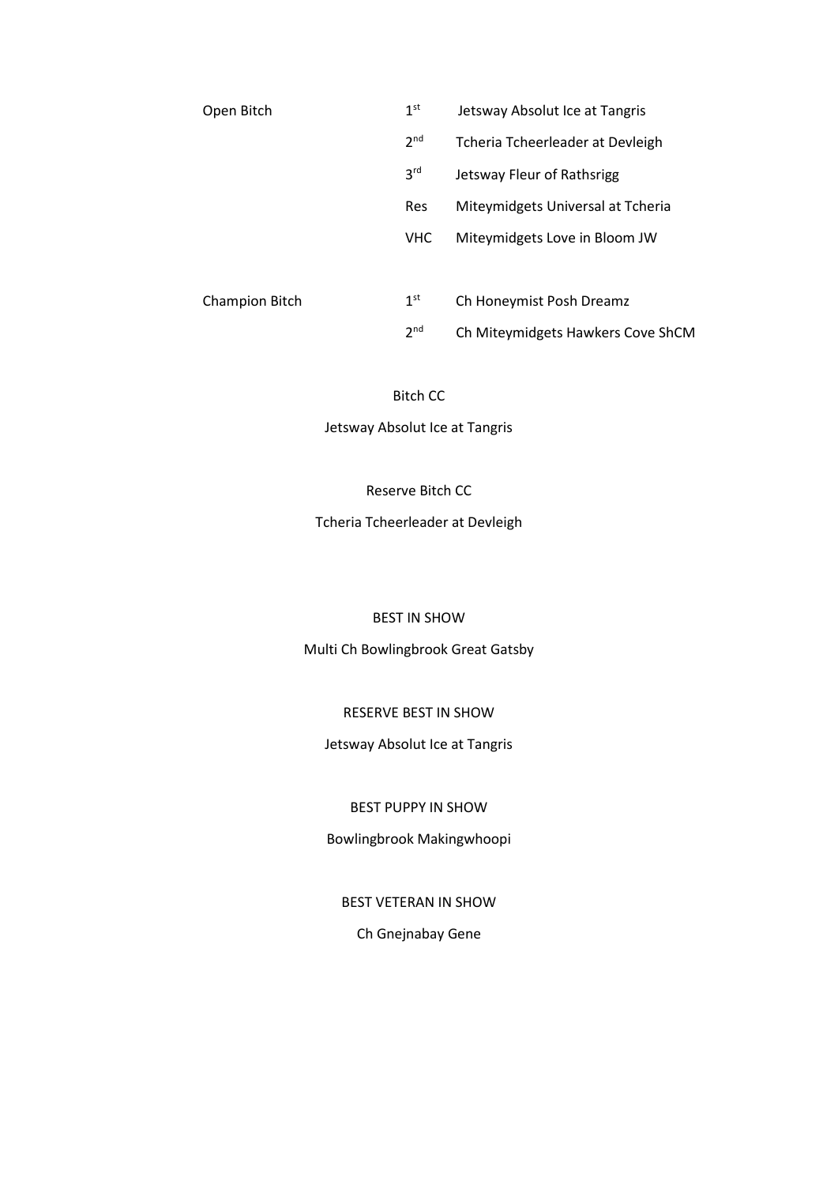| | | |
|---|---|---|
| Open Bitch | 1st | Jetsway Absolut Ice at Tangris |
| | 2nd | Tcheria Tcheerleader at Devleigh |
| | 3rd | Jetsway Fleur of Rathsrigg |
| | Res | Miteymidgets Universal at Tcheria |
| | VHC | Miteymidgets Love in Bloom JW |
| Champion Bitch | 1st | Ch Honeymist Posh Dreamz |
| | 2nd | Ch Miteymidgets Hawkers Cove ShCM |

Bitch CC

Jetsway Absolut Ice at Tangris

Reserve Bitch CC

Tcheria Tcheerleader at Devleigh

BEST IN SHOW

Multi Ch Bowlingbrook Great Gatsby

RESERVE BEST IN SHOW

Jetsway Absolut Ice at Tangris

BEST PUPPY IN SHOW

Bowlingbrook Makingwhoopi

BEST VETERAN IN SHOW

Ch Gnejnabay Gene